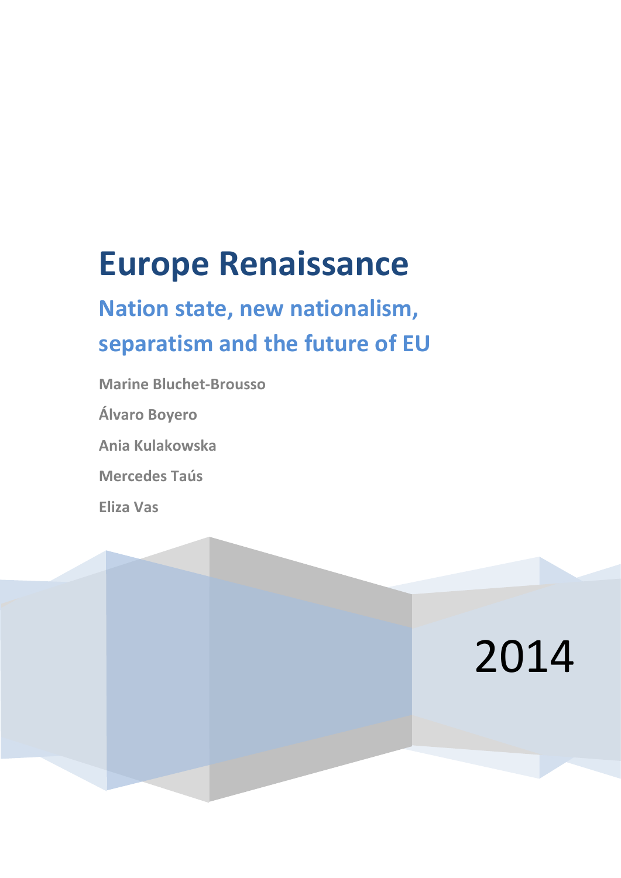# Europe Renaissance

## Nation state, new nationalism, separatism and the future of EU

**Marine Bluchet-Brousso**

**Álvaro Boyero**

**Ania Kulakowska**

**Mercedes Taús**

**Eliza Vas**

2014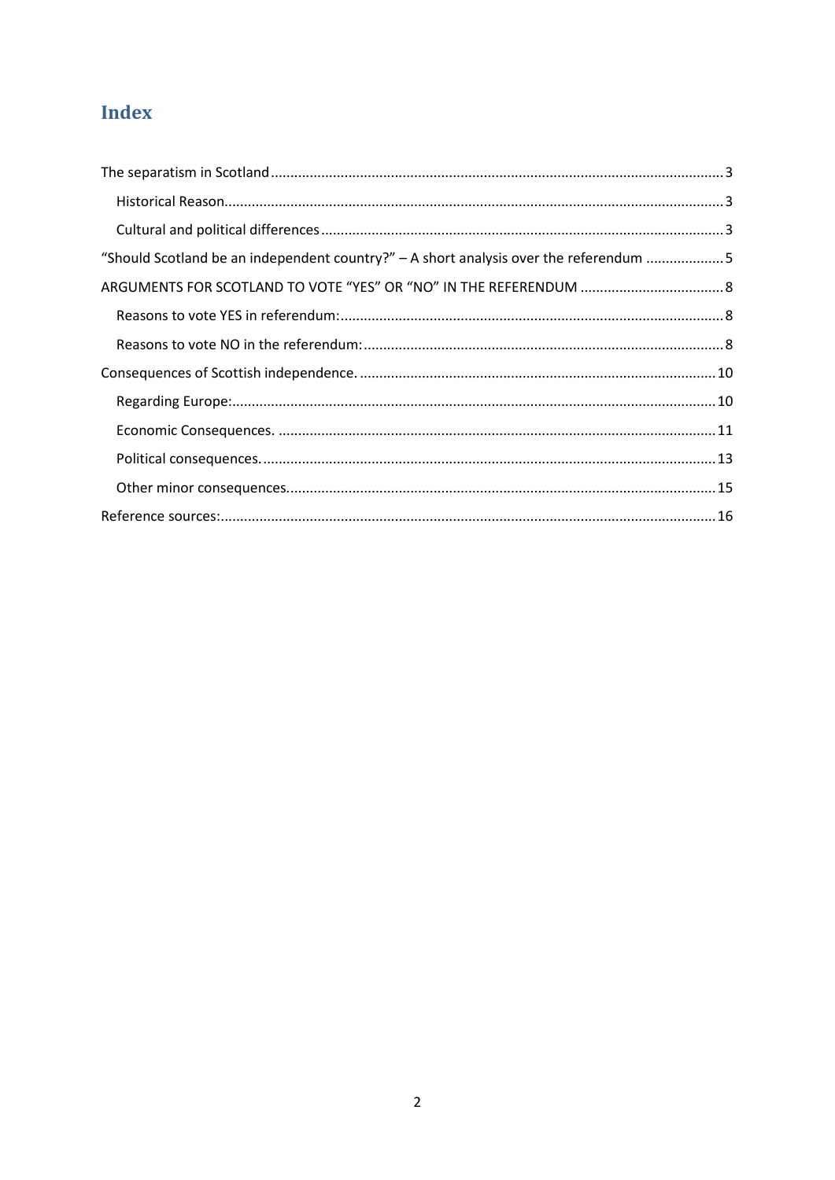# Index

The separatism in Scotland ........................................................................................................ 3

- Historical Reason........................................................................................................ 3
- Cultural and political differences ................................................................................ 3

"Should Scotland be an independent country?" – A short analysis over the referendum .................... 5

ARGUMENTS FOR SCOTLAND TO VOTE "YES" OR "NO" IN THE REFERENDUM ..................................... 8

- Reasons to vote YES in referendum:.............................................................................. 8
- Reasons to vote NO in the referendum:......................................................................... 8

Consequences of Scottish independence. .................................................................................. 10

- Regarding Europe:...................................................................................................... 10
- Economic Consequences. ........................................................................................... 11
- Political consequences................................................................................................ 13
- Other minor consequences.......................................................................................... 15

Reference sources:..................................................................................................................... 16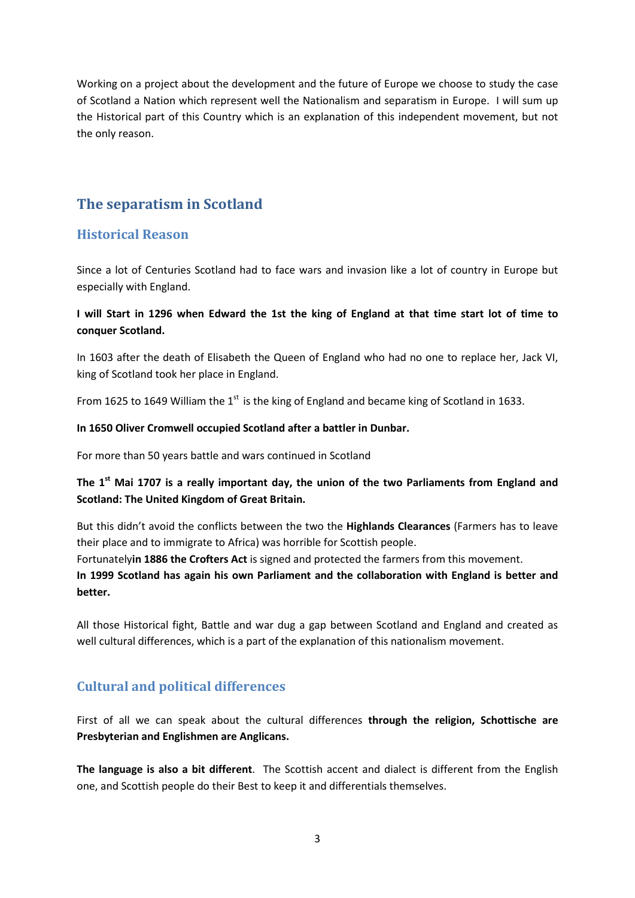Working on a project about the development and the future of Europe we choose to study the case of Scotland a Nation which represent well the Nationalism and separatism in Europe. I will sum up the Historical part of this Country which is an explanation of this independent movement, but not the only reason.

## The separatism in Scotland

### Historical Reason

Since a lot of Centuries Scotland had to face wars and invasion like a lot of country in Europe but especially with England.

**I will Start in 1296 when Edward the 1st the king of England at that time start lot of time to conquer Scotland.**

In 1603 after the death of Elisabeth the Queen of England who had no one to replace her, Jack VI, king of Scotland took her place in England.

From 1625 to 1649 William the 1st is the king of England and became king of Scotland in 1633.

**In 1650 Oliver Cromwell occupied Scotland after a battler in Dunbar.**

For more than 50 years battle and wars continued in Scotland

**The 1st Mai 1707 is a really important day, the union of the two Parliaments from England and Scotland: The United Kingdom of Great Britain.**

But this didn't avoid the conflicts between the two the **Highlands Clearances** (Farmers has to leave their place and to immigrate to Africa) was horrible for Scottish people.
Fortunately**in 1886 the Crofters Act** is signed and protected the farmers from this movement.
**In 1999 Scotland has again his own Parliament and the collaboration with England is better and better.**

All those Historical fight, Battle and war dug a gap between Scotland and England and created as well cultural differences, which is a part of the explanation of this nationalism movement.

### Cultural and political differences

First of all we can speak about the cultural differences **through the religion, Schottische are Presbyterian and Englishmen are Anglicans.**

**The language is also a bit different**. The Scottish accent and dialect is different from the English one, and Scottish people do their Best to keep it and differentials themselves.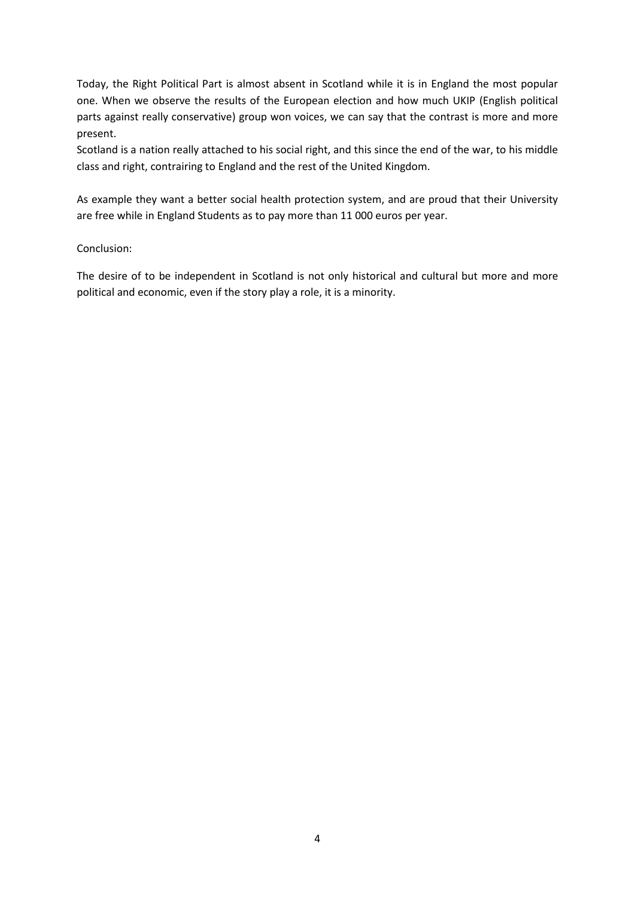Today, the Right Political Part is almost absent in Scotland while it is in England the most popular one. When we observe the results of the European election and how much UKIP (English political parts against really conservative) group won voices, we can say that the contrast is more and more present.
Scotland is a nation really attached to his social right, and this since the end of the war, to his middle class and right, contrairing to England and the rest of the United Kingdom.

As example they want a better social health protection system, and are proud that their University are free while in England Students as to pay more than 11 000 euros per year.

Conclusion:

The desire of to be independent in Scotland is not only historical and cultural but more and more political and economic, even if the story play a role, it is a minority.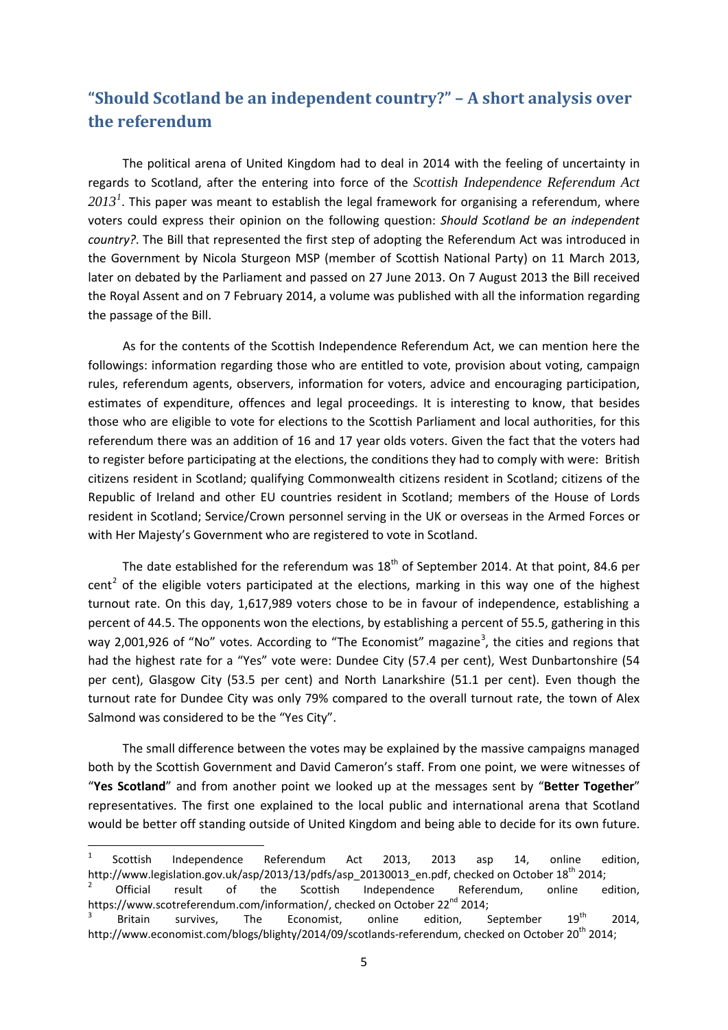## "Should Scotland be an independent country?" – A short analysis over the referendum

The political arena of United Kingdom had to deal in 2014 with the feeling of uncertainty in regards to Scotland, after the entering into force of the *Scottish Independence Referendum Act 2013*[1]. This paper was meant to establish the legal framework for organising a referendum, where voters could express their opinion on the following question: *Should Scotland be an independent country?*. The Bill that represented the first step of adopting the Referendum Act was introduced in the Government by Nicola Sturgeon MSP (member of Scottish National Party) on 11 March 2013, later on debated by the Parliament and passed on 27 June 2013. On 7 August 2013 the Bill received the Royal Assent and on 7 February 2014, a volume was published with all the information regarding the passage of the Bill.

As for the contents of the Scottish Independence Referendum Act, we can mention here the followings: information regarding those who are entitled to vote, provision about voting, campaign rules, referendum agents, observers, information for voters, advice and encouraging participation, estimates of expenditure, offences and legal proceedings. It is interesting to know, that besides those who are eligible to vote for elections to the Scottish Parliament and local authorities, for this referendum there was an addition of 16 and 17 year olds voters. Given the fact that the voters had to register before participating at the elections, the conditions they had to comply with were: British citizens resident in Scotland; qualifying Commonwealth citizens resident in Scotland; citizens of the Republic of Ireland and other EU countries resident in Scotland; members of the House of Lords resident in Scotland; Service/Crown personnel serving in the UK or overseas in the Armed Forces or with Her Majesty's Government who are registered to vote in Scotland.

The date established for the referendum was 18th of September 2014. At that point, 84.6 per cent[2] of the eligible voters participated at the elections, marking in this way one of the highest turnout rate. On this day, 1,617,989 voters chose to be in favour of independence, establishing a percent of 44.5. The opponents won the elections, by establishing a percent of 55.5, gathering in this way 2,001,926 of "No" votes. According to "The Economist" magazine[3], the cities and regions that had the highest rate for a "Yes" vote were: Dundee City (57.4 per cent), West Dunbartonshire (54 per cent), Glasgow City (53.5 per cent) and North Lanarkshire (51.1 per cent). Even though the turnout rate for Dundee City was only 79% compared to the overall turnout rate, the town of Alex Salmond was considered to be the "Yes City".

The small difference between the votes may be explained by the massive campaigns managed both by the Scottish Government and David Cameron's staff. From one point, we were witnesses of "**Yes Scotland**" and from another point we looked up at the messages sent by "**Better Together**" representatives. The first one explained to the local public and international arena that Scotland would be better off standing outside of United Kingdom and being able to decide for its own future.

---

[1] Scottish Independence Referendum Act 2013, 2013 asp 14, online edition, http://www.legislation.gov.uk/asp/2013/13/pdfs/asp_20130013_en.pdf, checked on October 18th 2014;

[2] Official result of the Scottish Independence Referendum, online edition, https://www.scotreferendum.com/information/, checked on October 22nd 2014;

[3] Britain survives, The Economist, online edition, September 19th 2014, http://www.economist.com/blogs/blighty/2014/09/scotlands-referendum, checked on October 20th 2014;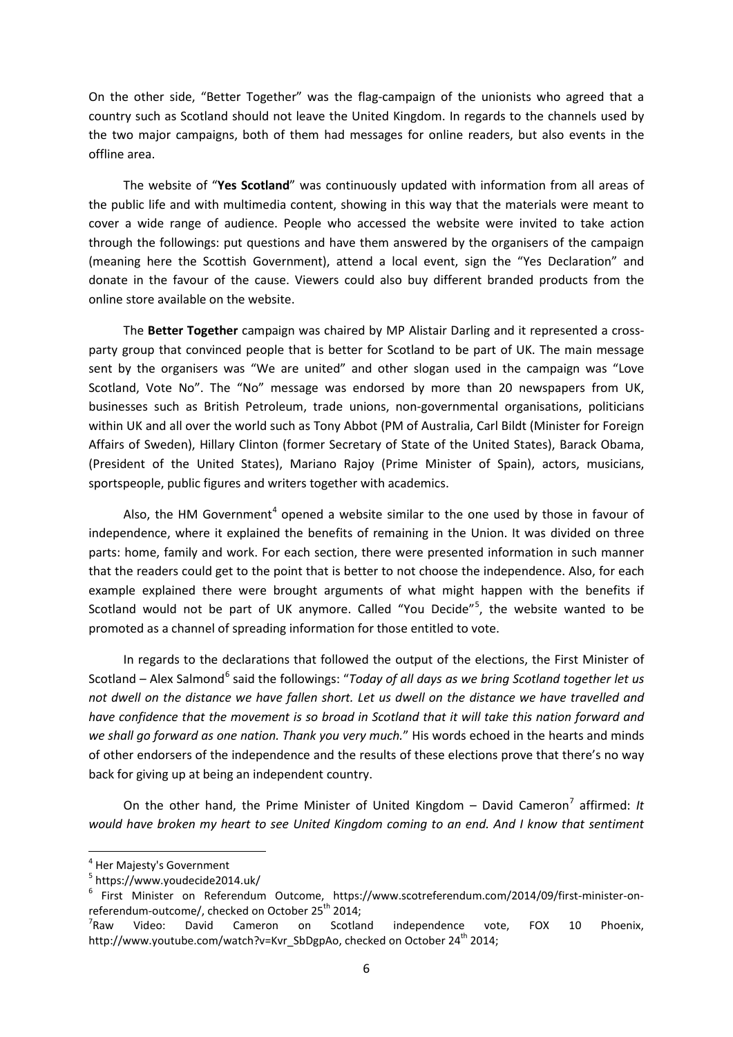On the other side, "Better Together" was the flag-campaign of the unionists who agreed that a country such as Scotland should not leave the United Kingdom. In regards to the channels used by the two major campaigns, both of them had messages for online readers, but also events in the offline area.

The website of "**Yes Scotland**" was continuously updated with information from all areas of the public life and with multimedia content, showing in this way that the materials were meant to cover a wide range of audience. People who accessed the website were invited to take action through the followings: put questions and have them answered by the organisers of the campaign (meaning here the Scottish Government), attend a local event, sign the "Yes Declaration" and donate in the favour of the cause. Viewers could also buy different branded products from the online store available on the website.

The **Better Together** campaign was chaired by MP Alistair Darling and it represented a cross-party group that convinced people that is better for Scotland to be part of UK. The main message sent by the organisers was "We are united" and other slogan used in the campaign was "Love Scotland, Vote No". The "No" message was endorsed by more than 20 newspapers from UK, businesses such as British Petroleum, trade unions, non-governmental organisations, politicians within UK and all over the world such as Tony Abbot (PM of Australia, Carl Bildt (Minister for Foreign Affairs of Sweden), Hillary Clinton (former Secretary of State of the United States), Barack Obama, (President of the United States), Mariano Rajoy (Prime Minister of Spain), actors, musicians, sportspeople, public figures and writers together with academics.

Also, the HM Government[4] opened a website similar to the one used by those in favour of independence, where it explained the benefits of remaining in the Union. It was divided on three parts: home, family and work. For each section, there were presented information in such manner that the readers could get to the point that is better to not choose the independence. Also, for each example explained there were brought arguments of what might happen with the benefits if Scotland would not be part of UK anymore. Called "You Decide"[5], the website wanted to be promoted as a channel of spreading information for those entitled to vote.

In regards to the declarations that followed the output of the elections, the First Minister of Scotland – Alex Salmond[6] said the followings: "*Today of all days as we bring Scotland together let us not dwell on the distance we have fallen short. Let us dwell on the distance we have travelled and have confidence that the movement is so broad in Scotland that it will take this nation forward and we shall go forward as one nation. Thank you very much.*" His words echoed in the hearts and minds of other endorsers of the independence and the results of these elections prove that there's no way back for giving up at being an independent country.

On the other hand, the Prime Minister of United Kingdom – David Cameron[7] affirmed: *It would have broken my heart to see United Kingdom coming to an end. And I know that sentiment*

---

[4] Her Majesty's Government

[5] https://www.youdecide2014.uk/

[6] First Minister on Referendum Outcome, https://www.scotreferendum.com/2014/09/first-minister-on-referendum-outcome/, checked on October 25th 2014;

[7] Raw Video: David Cameron on Scotland independence vote, FOX 10 Phoenix, http://www.youtube.com/watch?v=Kvr_SbDgpAo, checked on October 24th 2014;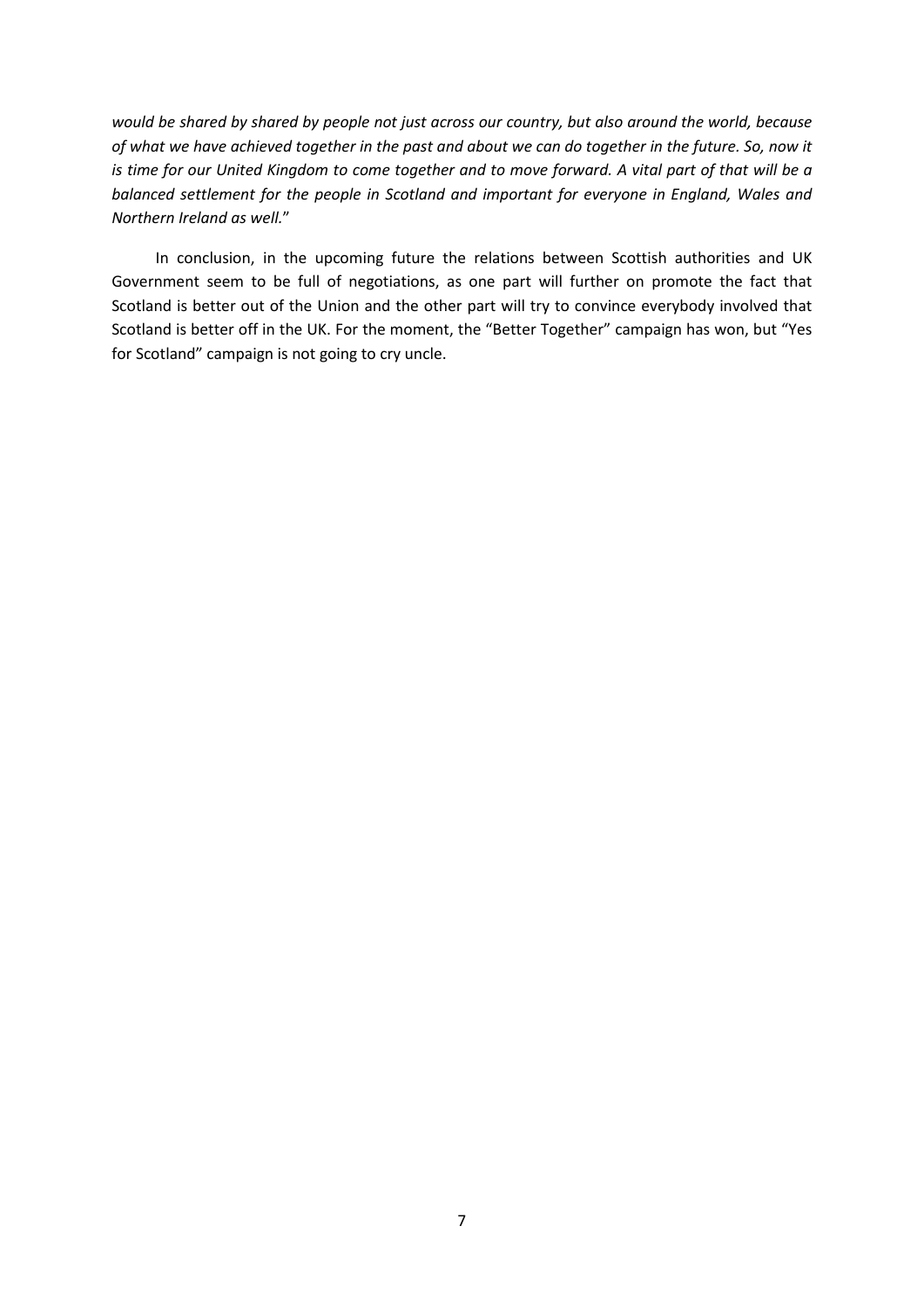*would be shared by shared by people not just across our country, but also around the world, because of what we have achieved together in the past and about we can do together in the future. So, now it is time for our United Kingdom to come together and to move forward. A vital part of that will be a balanced settlement for the people in Scotland and important for everyone in England, Wales and Northern Ireland as well.*"

In conclusion, in the upcoming future the relations between Scottish authorities and UK Government seem to be full of negotiations, as one part will further on promote the fact that Scotland is better out of the Union and the other part will try to convince everybody involved that Scotland is better off in the UK. For the moment, the "Better Together" campaign has won, but "Yes for Scotland" campaign is not going to cry uncle.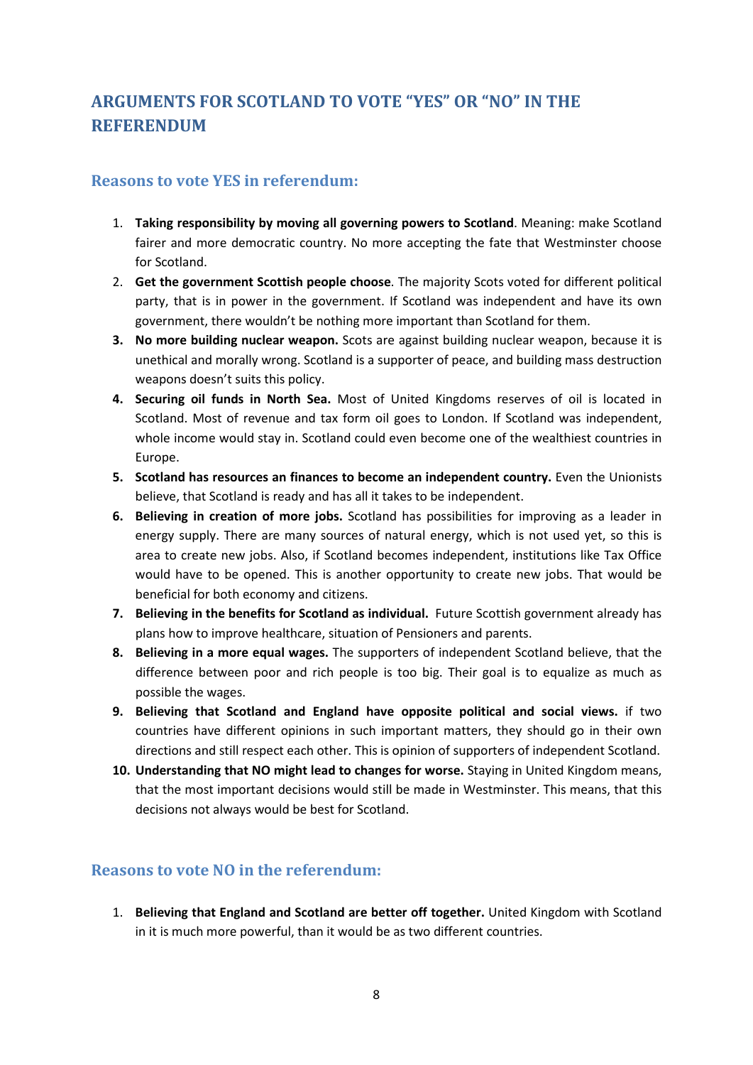## ARGUMENTS FOR SCOTLAND TO VOTE "YES" OR "NO" IN THE REFERENDUM

### Reasons to vote YES in referendum:

1. **Taking responsibility by moving all governing powers to Scotland**. Meaning: make Scotland fairer and more democratic country. No more accepting the fate that Westminster choose for Scotland.
2. **Get the government Scottish people choose**. The majority Scots voted for different political party, that is in power in the government. If Scotland was independent and have its own government, there wouldn't be nothing more important than Scotland for them.
3. **No more building nuclear weapon.** Scots are against building nuclear weapon, because it is unethical and morally wrong. Scotland is a supporter of peace, and building mass destruction weapons doesn't suits this policy.
4. **Securing oil funds in North Sea.** Most of United Kingdoms reserves of oil is located in Scotland. Most of revenue and tax form oil goes to London. If Scotland was independent, whole income would stay in. Scotland could even become one of the wealthiest countries in Europe.
5. **Scotland has resources an finances to become an independent country.** Even the Unionists believe, that Scotland is ready and has all it takes to be independent.
6. **Believing in creation of more jobs.** Scotland has possibilities for improving as a leader in energy supply. There are many sources of natural energy, which is not used yet, so this is area to create new jobs. Also, if Scotland becomes independent, institutions like Tax Office would have to be opened. This is another opportunity to create new jobs. That would be beneficial for both economy and citizens.
7. **Believing in the benefits for Scotland as individual.** Future Scottish government already has plans how to improve healthcare, situation of Pensioners and parents.
8. **Believing in a more equal wages.** The supporters of independent Scotland believe, that the difference between poor and rich people is too big. Their goal is to equalize as much as possible the wages.
9. **Believing that Scotland and England have opposite political and social views.** if two countries have different opinions in such important matters, they should go in their own directions and still respect each other. This is opinion of supporters of independent Scotland.
10. **Understanding that NO might lead to changes for worse.** Staying in United Kingdom means, that the most important decisions would still be made in Westminster. This means, that this decisions not always would be best for Scotland.

### Reasons to vote NO in the referendum:

1. **Believing that England and Scotland are better off together.** United Kingdom with Scotland in it is much more powerful, than it would be as two different countries.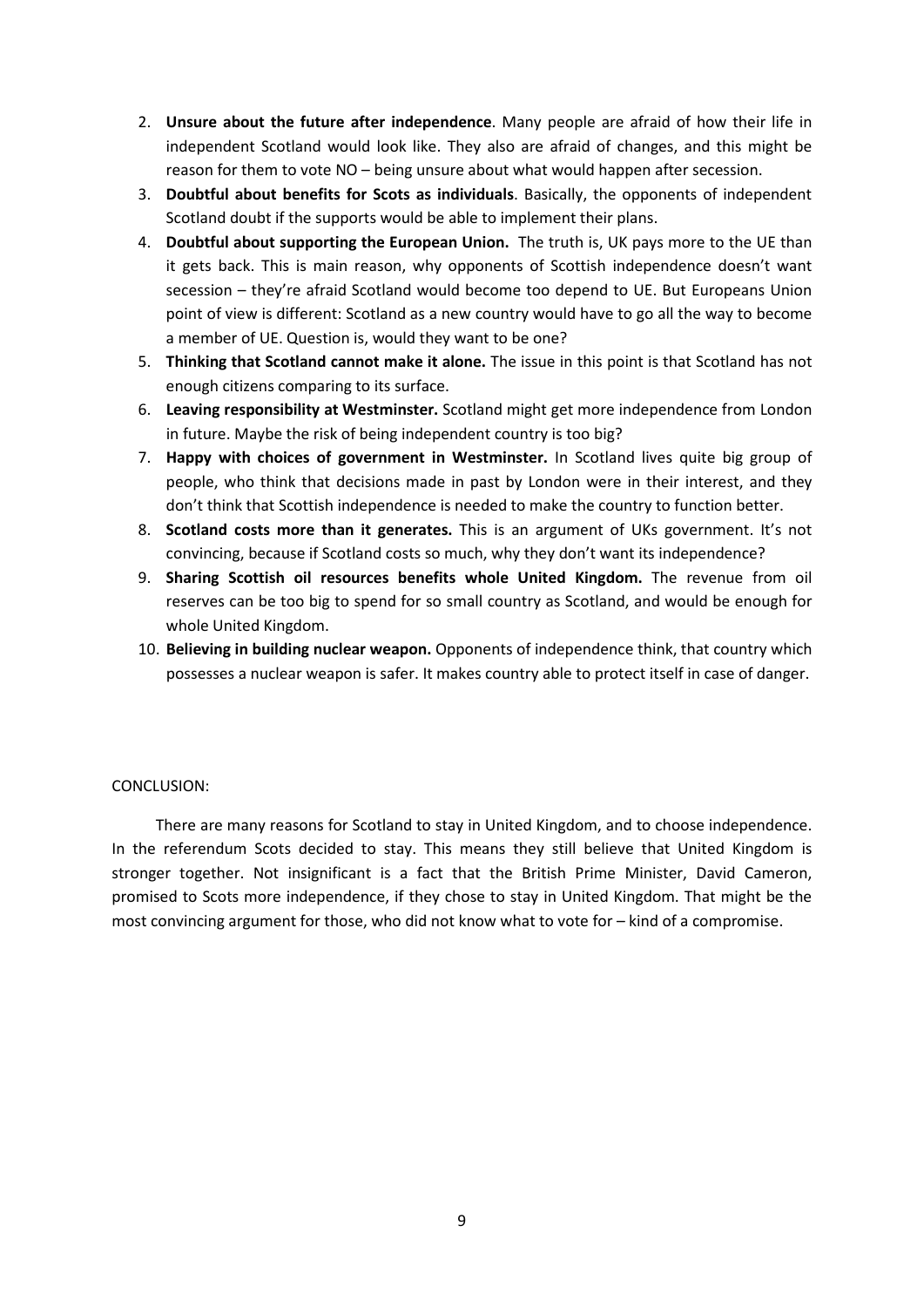2. **Unsure about the future after independence**. Many people are afraid of how their life in independent Scotland would look like. They also are afraid of changes, and this might be reason for them to vote NO – being unsure about what would happen after secession.
3. **Doubtful about benefits for Scots as individuals**. Basically, the opponents of independent Scotland doubt if the supports would be able to implement their plans.
4. **Doubtful about supporting the European Union.** The truth is, UK pays more to the UE than it gets back. This is main reason, why opponents of Scottish independence doesn't want secession – they're afraid Scotland would become too depend to UE. But Europeans Union point of view is different: Scotland as a new country would have to go all the way to become a member of UE. Question is, would they want to be one?
5. **Thinking that Scotland cannot make it alone.** The issue in this point is that Scotland has not enough citizens comparing to its surface.
6. **Leaving responsibility at Westminster.** Scotland might get more independence from London in future. Maybe the risk of being independent country is too big?
7. **Happy with choices of government in Westminster.** In Scotland lives quite big group of people, who think that decisions made in past by London were in their interest, and they don't think that Scottish independence is needed to make the country to function better.
8. **Scotland costs more than it generates.** This is an argument of UKs government. It's not convincing, because if Scotland costs so much, why they don't want its independence?
9. **Sharing Scottish oil resources benefits whole United Kingdom.** The revenue from oil reserves can be too big to spend for so small country as Scotland, and would be enough for whole United Kingdom.
10. **Believing in building nuclear weapon.** Opponents of independence think, that country which possesses a nuclear weapon is safer. It makes country able to protect itself in case of danger.

CONCLUSION:

There are many reasons for Scotland to stay in United Kingdom, and to choose independence. In the referendum Scots decided to stay. This means they still believe that United Kingdom is stronger together. Not insignificant is a fact that the British Prime Minister, David Cameron, promised to Scots more independence, if they chose to stay in United Kingdom. That might be the most convincing argument for those, who did not know what to vote for – kind of a compromise.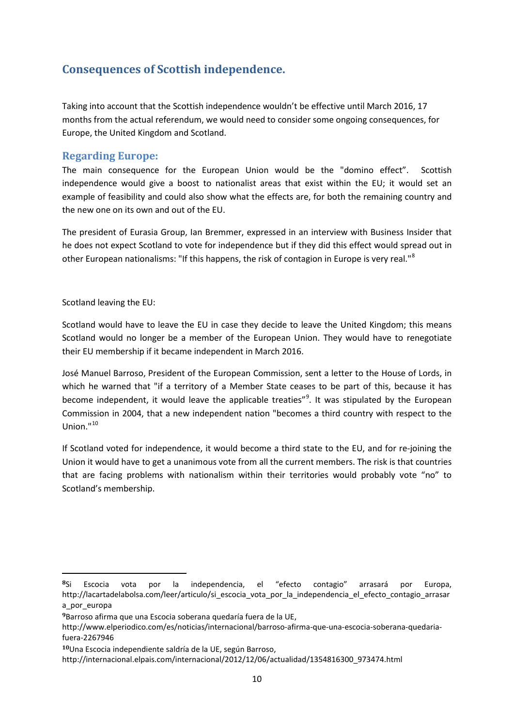## Consequences of Scottish independence.

Taking into account that the Scottish independence wouldn't be effective until March 2016, 17 months from the actual referendum, we would need to consider some ongoing consequences, for Europe, the United Kingdom and Scotland.

### Regarding Europe:

The main consequence for the European Union would be the "domino effect". Scottish independence would give a boost to nationalist areas that exist within the EU; it would set an example of feasibility and could also show what the effects are, for both the remaining country and the new one on its own and out of the EU.

The president of Eurasia Group, Ian Bremmer, expressed in an interview with Business Insider that he does not expect Scotland to vote for independence but if they did this effect would spread out in other European nationalisms: "If this happens, the risk of contagion in Europe is very real."[8]

Scotland leaving the EU:

Scotland would have to leave the EU in case they decide to leave the United Kingdom; this means Scotland would no longer be a member of the European Union. They would have to renegotiate their EU membership if it became independent in March 2016.

José Manuel Barroso, President of the European Commission, sent a letter to the House of Lords, in which he warned that "if a territory of a Member State ceases to be part of this, because it has become independent, it would leave the applicable treaties"[9]. It was stipulated by the European Commission in 2004, that a new independent nation "becomes a third country with respect to the Union."[10]

If Scotland voted for independence, it would become a third state to the EU, and for re-joining the Union it would have to get a unanimous vote from all the current members. The risk is that countries that are facing problems with nationalism within their territories would probably vote "no" to Scotland's membership.

---

[8] Si Escocia vota por la independencia, el "efecto contagio" arrasará por Europa, http://lacartadelabolsa.com/leer/articulo/si_escocia_vota_por_la_independencia_el_efecto_contagio_arrasara_por_europa

[9] Barroso afirma que una Escocia soberana quedaría fuera de la UE, http://www.elperiodico.com/es/noticias/internacional/barroso-afirma-que-una-escocia-soberana-quedaria-fuera-2267946

[10] Una Escocia independiente saldría de la UE, según Barroso, http://internacional.elpais.com/internacional/2012/12/06/actualidad/1354816300_973474.html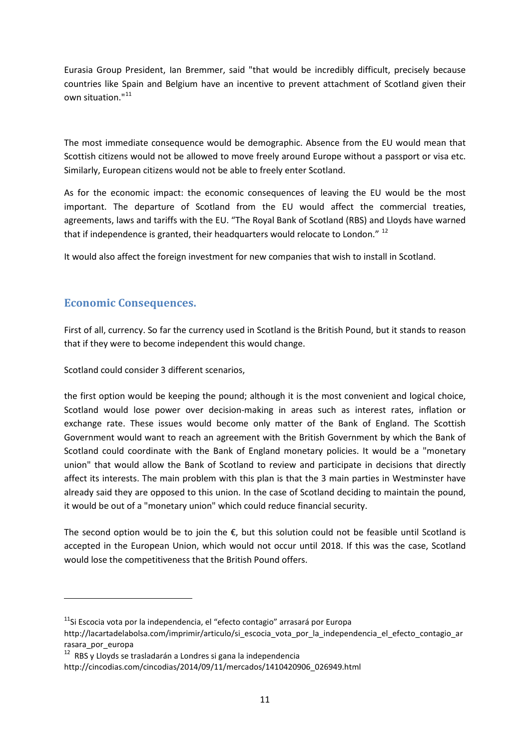Eurasia Group President, Ian Bremmer, said "that would be incredibly difficult, precisely because countries like Spain and Belgium have an incentive to prevent attachment of Scotland given their own situation."[11]

The most immediate consequence would be demographic. Absence from the EU would mean that Scottish citizens would not be allowed to move freely around Europe without a passport or visa etc. Similarly, European citizens would not be able to freely enter Scotland.

As for the economic impact: the economic consequences of leaving the EU would be the most important. The departure of Scotland from the EU would affect the commercial treaties, agreements, laws and tariffs with the EU. "The Royal Bank of Scotland (RBS) and Lloyds have warned that if independence is granted, their headquarters would relocate to London." [12]

It would also affect the foreign investment for new companies that wish to install in Scotland.

## Economic Consequences.

First of all, currency. So far the currency used in Scotland is the British Pound, but it stands to reason that if they were to become independent this would change.

Scotland could consider 3 different scenarios,

the first option would be keeping the pound; although it is the most convenient and logical choice, Scotland would lose power over decision-making in areas such as interest rates, inflation or exchange rate. These issues would become only matter of the Bank of England. The Scottish Government would want to reach an agreement with the British Government by which the Bank of Scotland could coordinate with the Bank of England monetary policies. It would be a "monetary union" that would allow the Bank of Scotland to review and participate in decisions that directly affect its interests. The main problem with this plan is that the 3 main parties in Westminster have already said they are opposed to this union. In the case of Scotland deciding to maintain the pound, it would be out of a "monetary union" which could reduce financial security.

The second option would be to join the €, but this solution could not be feasible until Scotland is accepted in the European Union, which would not occur until 2018. If this was the case, Scotland would lose the competitiveness that the British Pound offers.

---

[11] Si Escocia vota por la independencia, el "efecto contagio" arrasará por Europa http://lacartadelabolsa.com/imprimir/articulo/si_escocia_vota_por_la_independencia_el_efecto_contagio_arrasara_por_europa

[12] RBS y Lloyds se trasladarán a Londres si gana la independencia http://cincodias.com/cincodias/2014/09/11/mercados/1410420906_026949.html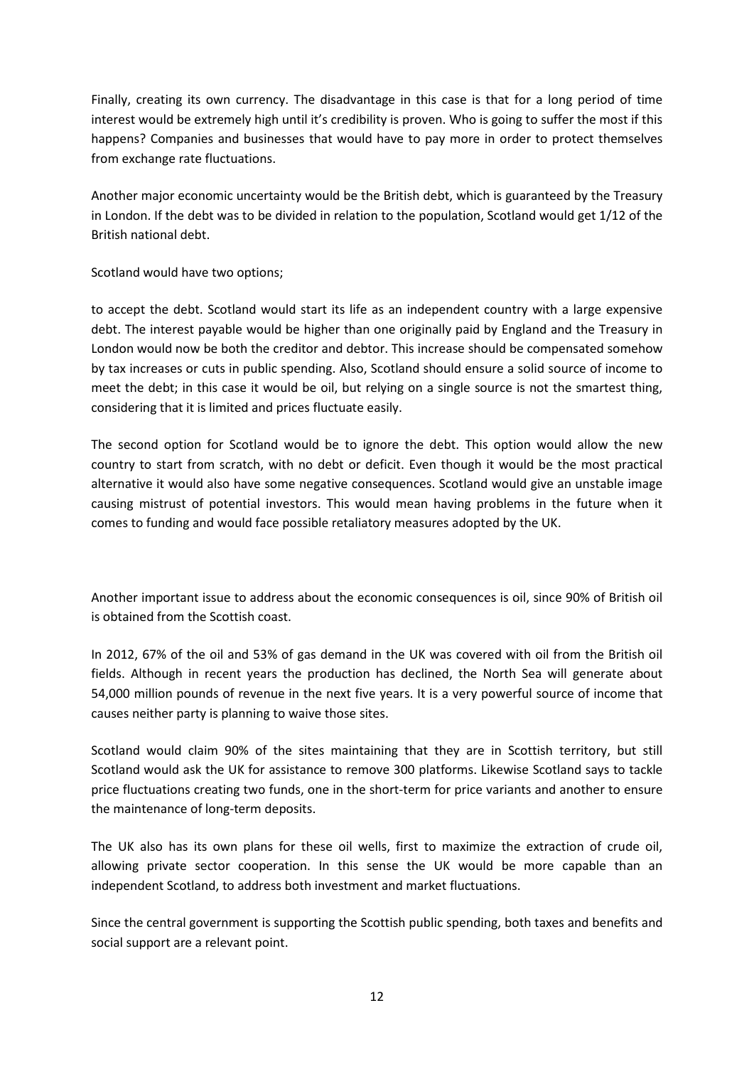Finally, creating its own currency. The disadvantage in this case is that for a long period of time interest would be extremely high until it's credibility is proven. Who is going to suffer the most if this happens? Companies and businesses that would have to pay more in order to protect themselves from exchange rate fluctuations.

Another major economic uncertainty would be the British debt, which is guaranteed by the Treasury in London. If the debt was to be divided in relation to the population, Scotland would get 1/12 of the British national debt.

Scotland would have two options;

to accept the debt. Scotland would start its life as an independent country with a large expensive debt. The interest payable would be higher than one originally paid by England and the Treasury in London would now be both the creditor and debtor. This increase should be compensated somehow by tax increases or cuts in public spending. Also, Scotland should ensure a solid source of income to meet the debt; in this case it would be oil, but relying on a single source is not the smartest thing, considering that it is limited and prices fluctuate easily.

The second option for Scotland would be to ignore the debt. This option would allow the new country to start from scratch, with no debt or deficit. Even though it would be the most practical alternative it would also have some negative consequences. Scotland would give an unstable image causing mistrust of potential investors. This would mean having problems in the future when it comes to funding and would face possible retaliatory measures adopted by the UK.

Another important issue to address about the economic consequences is oil, since 90% of British oil is obtained from the Scottish coast.

In 2012, 67% of the oil and 53% of gas demand in the UK was covered with oil from the British oil fields. Although in recent years the production has declined, the North Sea will generate about 54,000 million pounds of revenue in the next five years. It is a very powerful source of income that causes neither party is planning to waive those sites.

Scotland would claim 90% of the sites maintaining that they are in Scottish territory, but still Scotland would ask the UK for assistance to remove 300 platforms. Likewise Scotland says to tackle price fluctuations creating two funds, one in the short-term for price variants and another to ensure the maintenance of long-term deposits.

The UK also has its own plans for these oil wells, first to maximize the extraction of crude oil, allowing private sector cooperation. In this sense the UK would be more capable than an independent Scotland, to address both investment and market fluctuations.

Since the central government is supporting the Scottish public spending, both taxes and benefits and social support are a relevant point.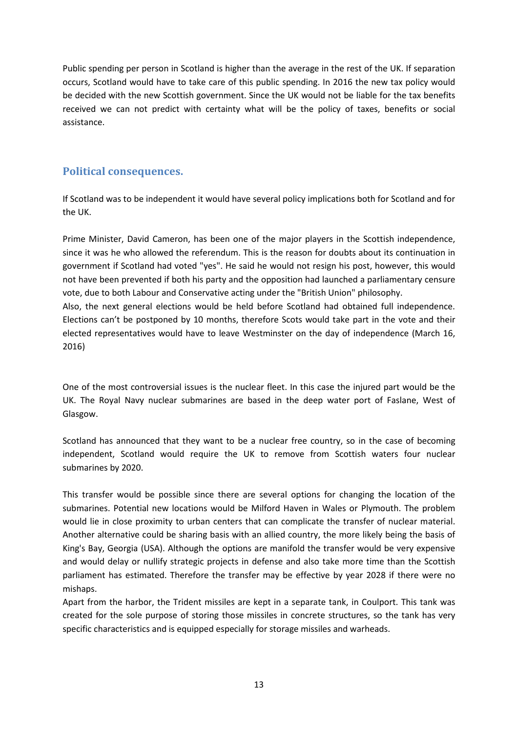Public spending per person in Scotland is higher than the average in the rest of the UK. If separation occurs, Scotland would have to take care of this public spending. In 2016 the new tax policy would be decided with the new Scottish government. Since the UK would not be liable for the tax benefits received we can not predict with certainty what will be the policy of taxes, benefits or social assistance.

## Political consequences.

If Scotland was to be independent it would have several policy implications both for Scotland and for the UK.

Prime Minister, David Cameron, has been one of the major players in the Scottish independence, since it was he who allowed the referendum. This is the reason for doubts about its continuation in government if Scotland had voted "yes". He said he would not resign his post, however, this would not have been prevented if both his party and the opposition had launched a parliamentary censure vote, due to both Labour and Conservative acting under the "British Union" philosophy.

Also, the next general elections would be held before Scotland had obtained full independence. Elections can't be postponed by 10 months, therefore Scots would take part in the vote and their elected representatives would have to leave Westminster on the day of independence (March 16, 2016)

One of the most controversial issues is the nuclear fleet. In this case the injured part would be the UK. The Royal Navy nuclear submarines are based in the deep water port of Faslane, West of Glasgow.

Scotland has announced that they want to be a nuclear free country, so in the case of becoming independent, Scotland would require the UK to remove from Scottish waters four nuclear submarines by 2020.

This transfer would be possible since there are several options for changing the location of the submarines. Potential new locations would be Milford Haven in Wales or Plymouth. The problem would lie in close proximity to urban centers that can complicate the transfer of nuclear material. Another alternative could be sharing basis with an allied country, the more likely being the basis of King's Bay, Georgia (USA). Although the options are manifold the transfer would be very expensive and would delay or nullify strategic projects in defense and also take more time than the Scottish parliament has estimated. Therefore the transfer may be effective by year 2028 if there were no mishaps.

Apart from the harbor, the Trident missiles are kept in a separate tank, in Coulport. This tank was created for the sole purpose of storing those missiles in concrete structures, so the tank has very specific characteristics and is equipped especially for storage missiles and warheads.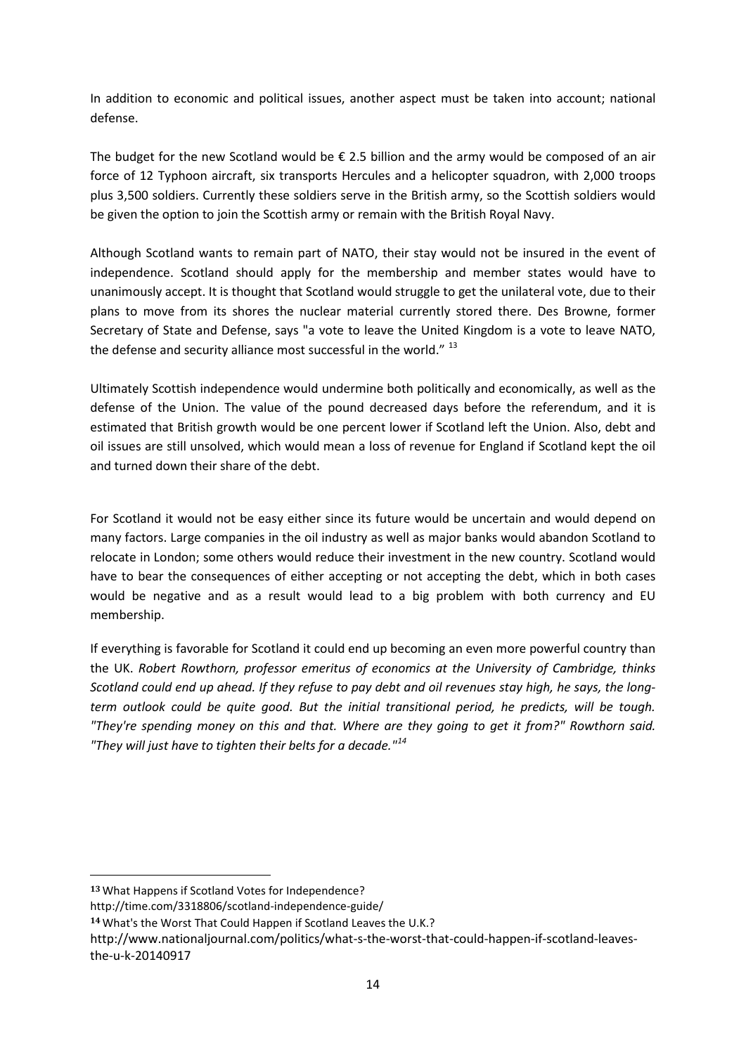In addition to economic and political issues, another aspect must be taken into account; national defense.

The budget for the new Scotland would be € 2.5 billion and the army would be composed of an air force of 12 Typhoon aircraft, six transports Hercules and a helicopter squadron, with 2,000 troops plus 3,500 soldiers. Currently these soldiers serve in the British army, so the Scottish soldiers would be given the option to join the Scottish army or remain with the British Royal Navy.

Although Scotland wants to remain part of NATO, their stay would not be insured in the event of independence. Scotland should apply for the membership and member states would have to unanimously accept. It is thought that Scotland would struggle to get the unilateral vote, due to their plans to move from its shores the nuclear material currently stored there. Des Browne, former Secretary of State and Defense, says "a vote to leave the United Kingdom is a vote to leave NATO, the defense and security alliance most successful in the world." [13]

Ultimately Scottish independence would undermine both politically and economically, as well as the defense of the Union. The value of the pound decreased days before the referendum, and it is estimated that British growth would be one percent lower if Scotland left the Union. Also, debt and oil issues are still unsolved, which would mean a loss of revenue for England if Scotland kept the oil and turned down their share of the debt.

For Scotland it would not be easy either since its future would be uncertain and would depend on many factors. Large companies in the oil industry as well as major banks would abandon Scotland to relocate in London; some others would reduce their investment in the new country. Scotland would have to bear the consequences of either accepting or not accepting the debt, which in both cases would be negative and as a result would lead to a big problem with both currency and EU membership.

If everything is favorable for Scotland it could end up becoming an even more powerful country than the UK. *Robert Rowthorn, professor emeritus of economics at the University of Cambridge, thinks Scotland could end up ahead. If they refuse to pay debt and oil revenues stay high, he says, the long-term outlook could be quite good. But the initial transitional period, he predicts, will be tough. "They're spending money on this and that. Where are they going to get it from?" Rowthorn said. "They will just have to tighten their belts for a decade."*[14]

---

**13** What Happens if Scotland Votes for Independence?
http://time.com/3318806/scotland-independence-guide/

**14** What's the Worst That Could Happen if Scotland Leaves the U.K.?
http://www.nationaljournal.com/politics/what-s-the-worst-that-could-happen-if-scotland-leaves-the-u-k-20140917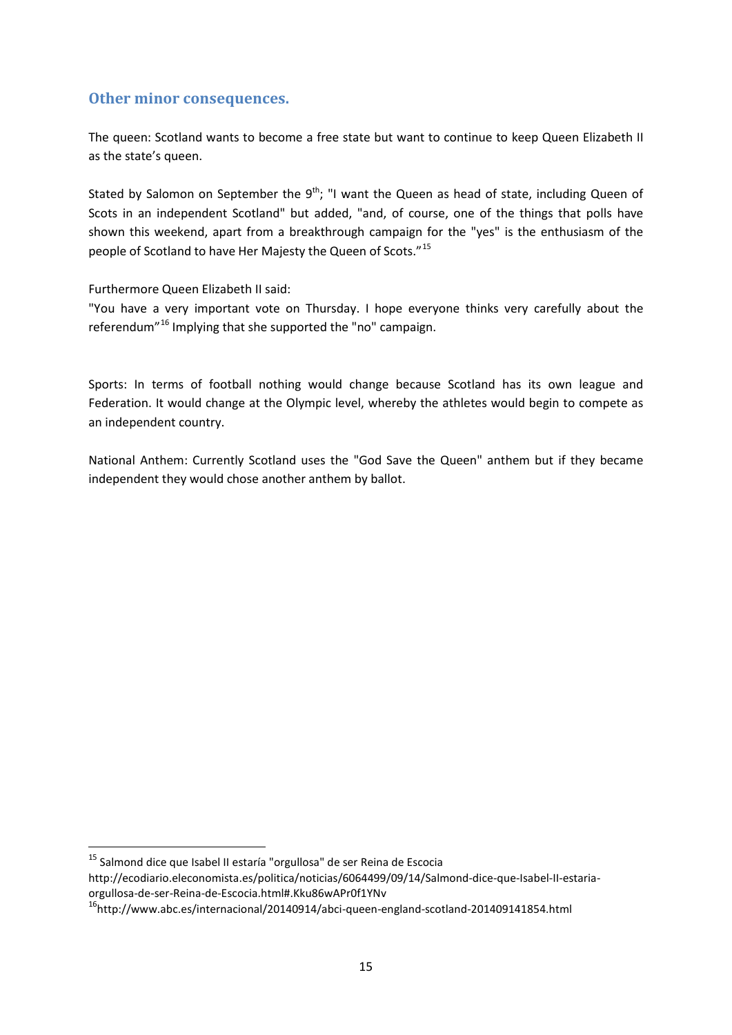## Other minor consequences.

The queen: Scotland wants to become a free state but want to continue to keep Queen Elizabeth II as the state's queen.

Stated by Salomon on September the 9th; "I want the Queen as head of state, including Queen of Scots in an independent Scotland" but added, "and, of course, one of the things that polls have shown this weekend, apart from a breakthrough campaign for the "yes" is the enthusiasm of the people of Scotland to have Her Majesty the Queen of Scots."[15]

Furthermore Queen Elizabeth II said:
"You have a very important vote on Thursday. I hope everyone thinks very carefully about the referendum"[16] Implying that she supported the "no" campaign.

Sports: In terms of football nothing would change because Scotland has its own league and Federation. It would change at the Olympic level, whereby the athletes would begin to compete as an independent country.

National Anthem: Currently Scotland uses the "God Save the Queen" anthem but if they became independent they would chose another anthem by ballot.

---

[15] Salmond dice que Isabel II estaría "orgullosa" de ser Reina de Escocia http://ecodiario.eleconomista.es/politica/noticias/6064499/09/14/Salmond-dice-que-Isabel-II-estaria-orgullosa-de-ser-Reina-de-Escocia.html#.Kku86wAPr0f1YNv

[16] http://www.abc.es/internacional/20140914/abci-queen-england-scotland-201409141854.html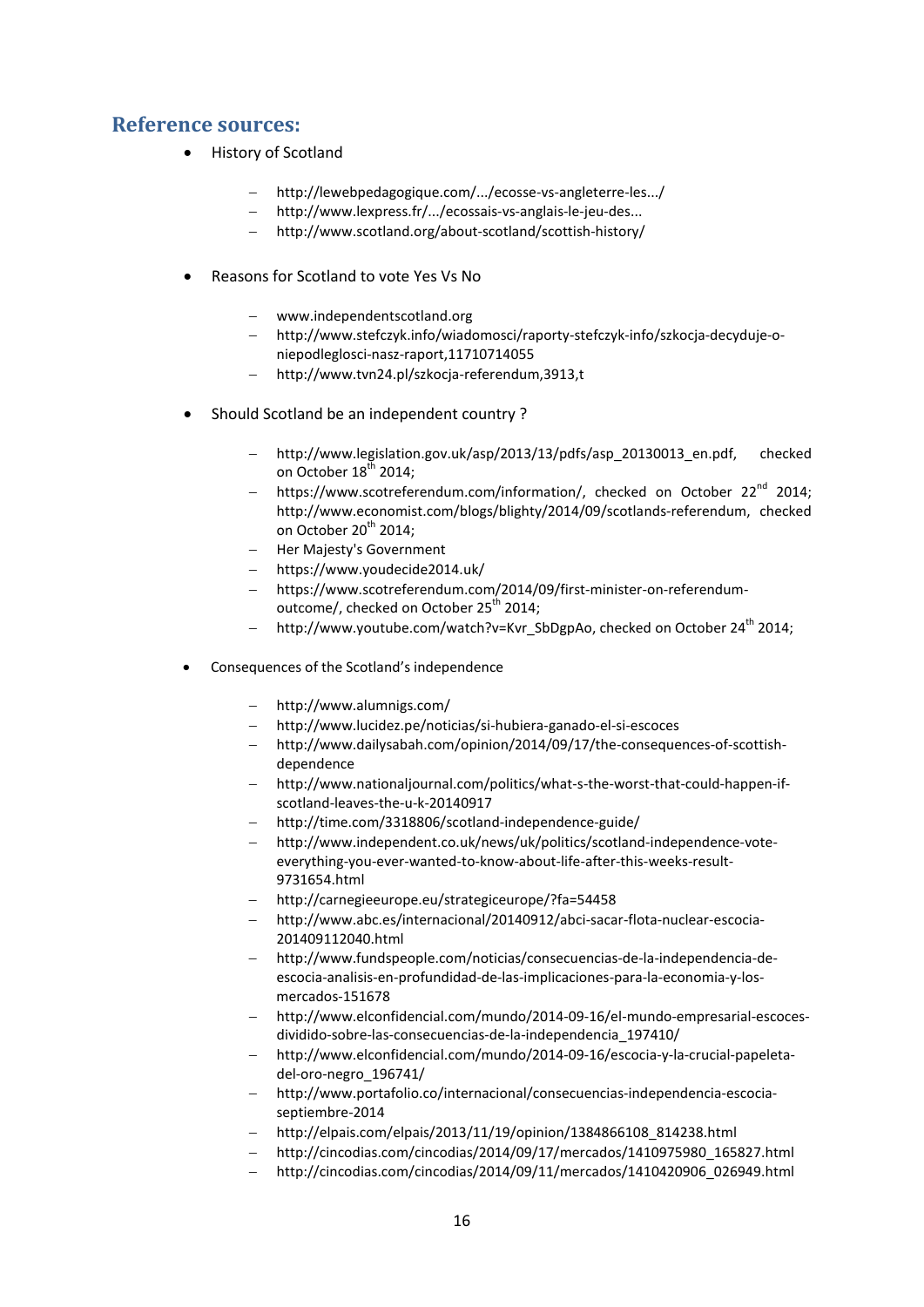## Reference sources:

- History of Scotland
  - http://lewebpedagogique.com/.../ecosse-vs-angleterre-les.../
  - http://www.lexpress.fr/.../ecossais-vs-anglais-le-jeu-des...
  - http://www.scotland.org/about-scotland/scottish-history/
- Reasons for Scotland to vote Yes Vs No
  - www.independentscotland.org
  - http://www.stefczyk.info/wiadomosci/raporty-stefczyk-info/szkocja-decyduje-o-niepodleglosci-nasz-raport,11710714055
  - http://www.tvn24.pl/szkocja-referendum,3913,t
- Should Scotland be an independent country ?
  - http://www.legislation.gov.uk/asp/2013/13/pdfs/asp_20130013_en.pdf, checked on October 18th 2014;
  - https://www.scotreferendum.com/information/, checked on October 22nd 2014; http://www.economist.com/blogs/blighty/2014/09/scotlands-referendum, checked on October 20th 2014;
  - Her Majesty's Government
  - https://www.youdecide2014.uk/
  - https://www.scotreferendum.com/2014/09/first-minister-on-referendum-outcome/, checked on October 25th 2014;
  - http://www.youtube.com/watch?v=Kvr_SbDgpAo, checked on October 24th 2014;
- Consequences of the Scotland's independence
  - http://www.alumnigs.com/
  - http://www.lucidez.pe/noticias/si-hubiera-ganado-el-si-escoces
  - http://www.dailysabah.com/opinion/2014/09/17/the-consequences-of-scottish-dependence
  - http://www.nationaljournal.com/politics/what-s-the-worst-that-could-happen-if-scotland-leaves-the-u-k-20140917
  - http://time.com/3318806/scotland-independence-guide/
  - http://www.independent.co.uk/news/uk/politics/scotland-independence-vote-everything-you-ever-wanted-to-know-about-life-after-this-weeks-result-9731654.html
  - http://carnegieeurope.eu/strategiceurope/?fa=54458
  - http://www.abc.es/internacional/20140912/abci-sacar-flota-nuclear-escocia-201409112040.html
  - http://www.fundspeople.com/noticias/consecuencias-de-la-independencia-de-escocia-analisis-en-profundidad-de-las-implicaciones-para-la-economia-y-los-mercados-151678
  - http://www.elconfidencial.com/mundo/2014-09-16/el-mundo-empresarial-escoces-dividido-sobre-las-consecuencias-de-la-independencia_197410/
  - http://www.elconfidencial.com/mundo/2014-09-16/escocia-y-la-crucial-papeleta-del-oro-negro_196741/
  - http://www.portafolio.co/internacional/consecuencias-independencia-escocia-septiembre-2014
  - http://elpais.com/elpais/2013/11/19/opinion/1384866108_814238.html
  - http://cincodias.com/cincodias/2014/09/17/mercados/1410975980_165827.html
  - http://cincodias.com/cincodias/2014/09/11/mercados/1410420906_026949.html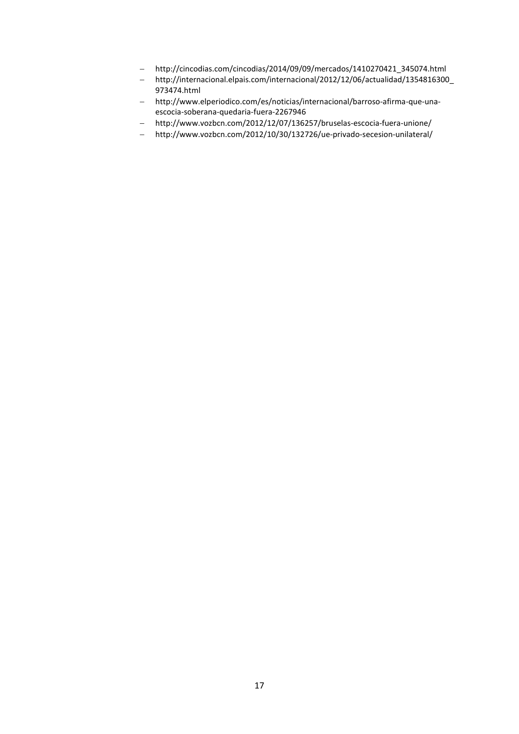- http://cincodias.com/cincodias/2014/09/09/mercados/1410270421_345074.html
- http://internacional.elpais.com/internacional/2012/12/06/actualidad/1354816300_973474.html
- http://www.elperiodico.com/es/noticias/internacional/barroso-afirma-que-una-escocia-soberana-quedaria-fuera-2267946
- http://www.vozbcn.com/2012/12/07/136257/bruselas-escocia-fuera-unione/
- http://www.vozbcn.com/2012/10/30/132726/ue-privado-secesion-unilateral/